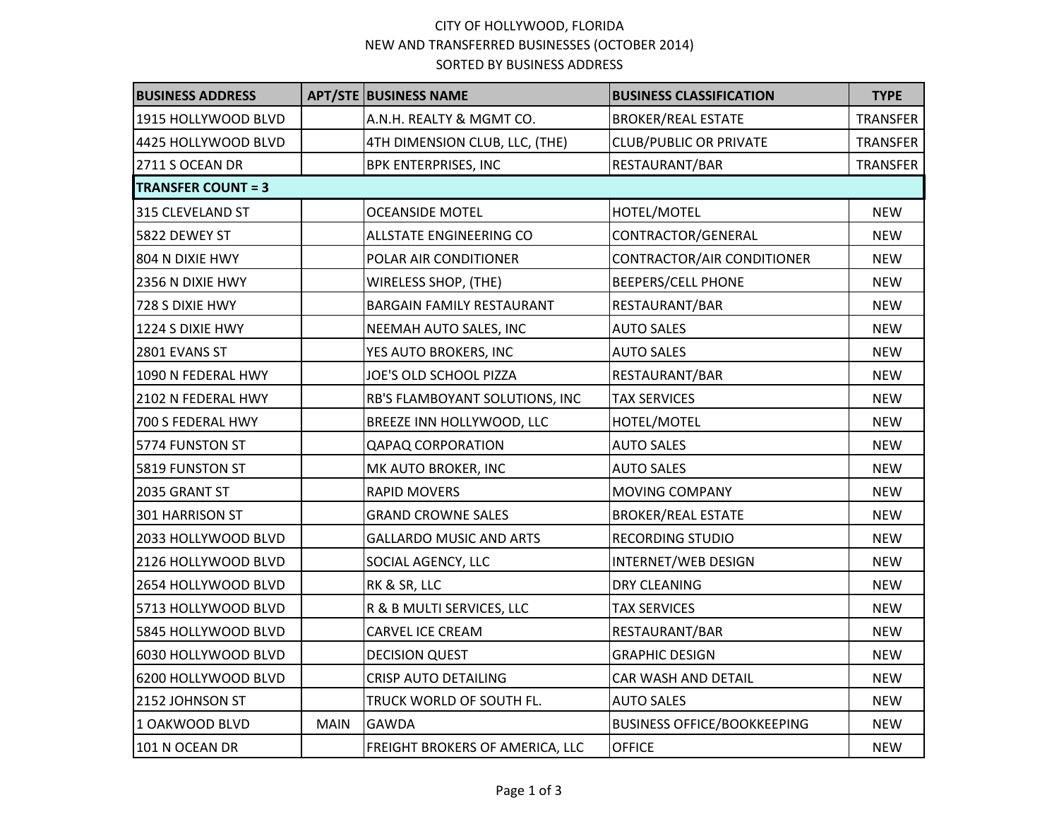CITY OF HOLLYWOOD, FLORIDA
NEW AND TRANSFERRED BUSINESSES (OCTOBER 2014)
SORTED BY BUSINESS ADDRESS

| BUSINESS ADDRESS | APT/STE | BUSINESS NAME | BUSINESS CLASSIFICATION | TYPE |
|---|---|---|---|---|
| 1915 HOLLYWOOD BLVD | | A.N.H. REALTY & MGMT CO. | BROKER/REAL ESTATE | TRANSFER |
| 4425 HOLLYWOOD BLVD | | 4TH DIMENSION CLUB, LLC, (THE) | CLUB/PUBLIC OR PRIVATE | TRANSFER |
| 2711 S OCEAN DR | | BPK ENTERPRISES, INC | RESTAURANT/BAR | TRANSFER |
| **TRANSFER COUNT = 3** | | | | |
| 315 CLEVELAND ST | | OCEANSIDE MOTEL | HOTEL/MOTEL | NEW |
| 5822 DEWEY ST | | ALLSTATE ENGINEERING CO | CONTRACTOR/GENERAL | NEW |
| 804 N DIXIE HWY | | POLAR AIR CONDITIONER | CONTRACTOR/AIR CONDITIONER | NEW |
| 2356 N DIXIE HWY | | WIRELESS SHOP, (THE) | BEEPERS/CELL PHONE | NEW |
| 728 S DIXIE HWY | | BARGAIN FAMILY RESTAURANT | RESTAURANT/BAR | NEW |
| 1224 S DIXIE HWY | | NEEMAH AUTO SALES, INC | AUTO SALES | NEW |
| 2801 EVANS ST | | YES AUTO BROKERS, INC | AUTO SALES | NEW |
| 1090 N FEDERAL HWY | | JOE'S OLD SCHOOL PIZZA | RESTAURANT/BAR | NEW |
| 2102 N FEDERAL HWY | | RB'S FLAMBOYANT SOLUTIONS, INC | TAX SERVICES | NEW |
| 700 S FEDERAL HWY | | BREEZE INN HOLLYWOOD, LLC | HOTEL/MOTEL | NEW |
| 5774 FUNSTON ST | | QAPAQ CORPORATION | AUTO SALES | NEW |
| 5819 FUNSTON ST | | MK AUTO BROKER, INC | AUTO SALES | NEW |
| 2035 GRANT ST | | RAPID MOVERS | MOVING COMPANY | NEW |
| 301 HARRISON ST | | GRAND CROWNE SALES | BROKER/REAL ESTATE | NEW |
| 2033 HOLLYWOOD BLVD | | GALLARDO MUSIC AND ARTS | RECORDING STUDIO | NEW |
| 2126 HOLLYWOOD BLVD | | SOCIAL AGENCY, LLC | INTERNET/WEB DESIGN | NEW |
| 2654 HOLLYWOOD BLVD | | RK & SR, LLC | DRY CLEANING | NEW |
| 5713 HOLLYWOOD BLVD | | R & B MULTI SERVICES, LLC | TAX SERVICES | NEW |
| 5845 HOLLYWOOD BLVD | | CARVEL ICE CREAM | RESTAURANT/BAR | NEW |
| 6030 HOLLYWOOD BLVD | | DECISION QUEST | GRAPHIC DESIGN | NEW |
| 6200 HOLLYWOOD BLVD | | CRISP AUTO DETAILING | CAR WASH AND DETAIL | NEW |
| 2152 JOHNSON ST | | TRUCK WORLD OF SOUTH FL. | AUTO SALES | NEW |
| 1 OAKWOOD BLVD | MAIN | GAWDA | BUSINESS OFFICE/BOOKKEEPING | NEW |
| 101 N OCEAN DR | | FREIGHT BROKERS OF AMERICA, LLC | OFFICE | NEW |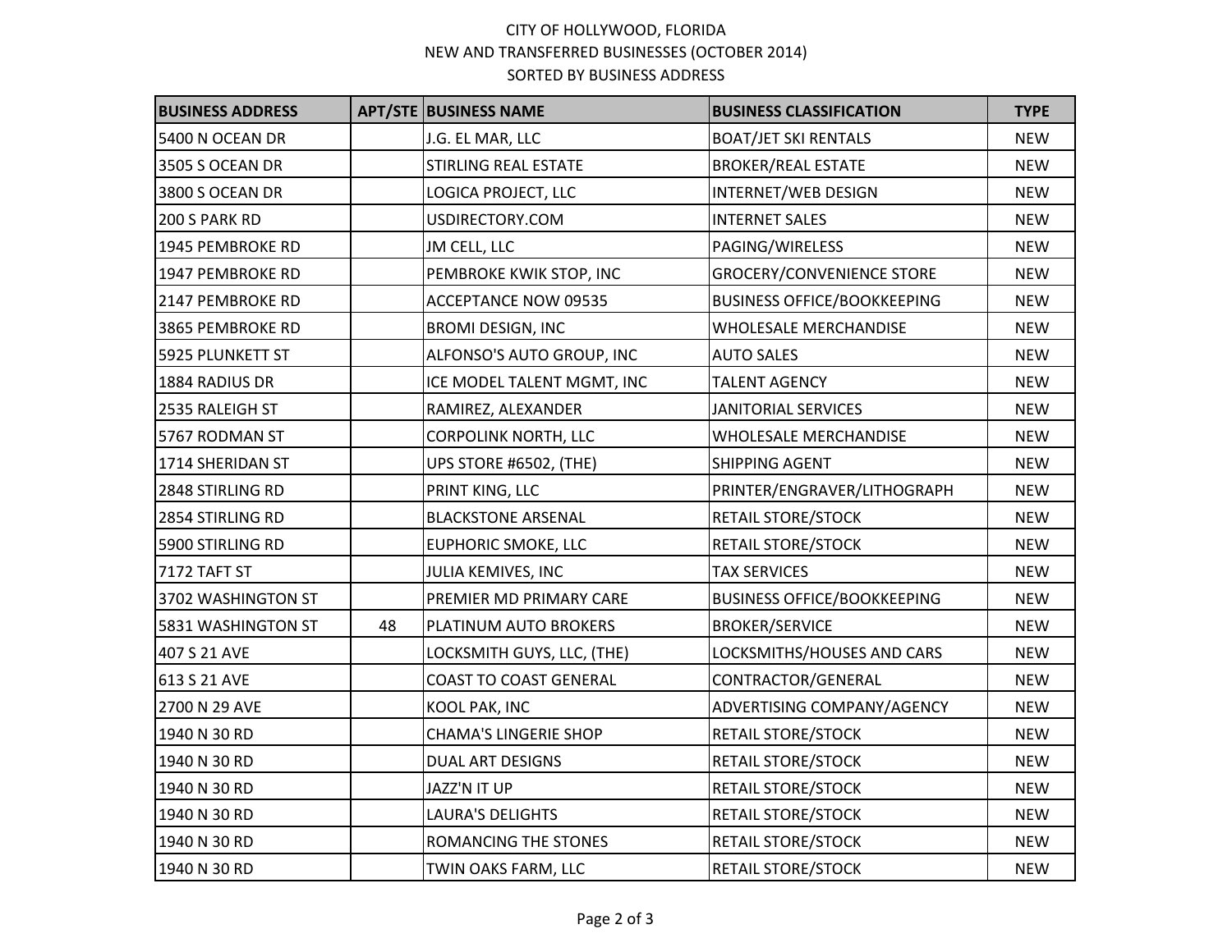CITY OF HOLLYWOOD, FLORIDA
NEW AND TRANSFERRED BUSINESSES (OCTOBER 2014)
SORTED BY BUSINESS ADDRESS

| BUSINESS ADDRESS | APT/STE | BUSINESS NAME | BUSINESS CLASSIFICATION | TYPE |
|---|---|---|---|---|
| 5400 N OCEAN DR | | J.G. EL MAR, LLC | BOAT/JET SKI RENTALS | NEW |
| 3505 S OCEAN DR | | STIRLING REAL ESTATE | BROKER/REAL ESTATE | NEW |
| 3800 S OCEAN DR | | LOGICA PROJECT, LLC | INTERNET/WEB DESIGN | NEW |
| 200 S PARK RD | | USDIRECTORY.COM | INTERNET SALES | NEW |
| 1945 PEMBROKE RD | | JM CELL, LLC | PAGING/WIRELESS | NEW |
| 1947 PEMBROKE RD | | PEMBROKE KWIK STOP, INC | GROCERY/CONVENIENCE STORE | NEW |
| 2147 PEMBROKE RD | | ACCEPTANCE NOW 09535 | BUSINESS OFFICE/BOOKKEEPING | NEW |
| 3865 PEMBROKE RD | | BROMI DESIGN, INC | WHOLESALE MERCHANDISE | NEW |
| 5925 PLUNKETT ST | | ALFONSO'S AUTO GROUP, INC | AUTO SALES | NEW |
| 1884 RADIUS DR | | ICE MODEL TALENT MGMT, INC | TALENT AGENCY | NEW |
| 2535 RALEIGH ST | | RAMIREZ, ALEXANDER | JANITORIAL SERVICES | NEW |
| 5767 RODMAN ST | | CORPOLINK NORTH, LLC | WHOLESALE MERCHANDISE | NEW |
| 1714 SHERIDAN ST | | UPS STORE #6502, (THE) | SHIPPING AGENT | NEW |
| 2848 STIRLING RD | | PRINT KING, LLC | PRINTER/ENGRAVER/LITHOGRAPH | NEW |
| 2854 STIRLING RD | | BLACKSTONE ARSENAL | RETAIL STORE/STOCK | NEW |
| 5900 STIRLING RD | | EUPHORIC SMOKE, LLC | RETAIL STORE/STOCK | NEW |
| 7172 TAFT ST | | JULIA KEMIVES, INC | TAX SERVICES | NEW |
| 3702 WASHINGTON ST | | PREMIER MD PRIMARY CARE | BUSINESS OFFICE/BOOKKEEPING | NEW |
| 5831 WASHINGTON ST | 48 | PLATINUM AUTO BROKERS | BROKER/SERVICE | NEW |
| 407 S 21 AVE | | LOCKSMITH GUYS, LLC, (THE) | LOCKSMITHS/HOUSES AND CARS | NEW |
| 613 S 21 AVE | | COAST TO COAST GENERAL | CONTRACTOR/GENERAL | NEW |
| 2700 N 29 AVE | | KOOL PAK, INC | ADVERTISING COMPANY/AGENCY | NEW |
| 1940 N 30 RD | | CHAMA'S LINGERIE SHOP | RETAIL STORE/STOCK | NEW |
| 1940 N 30 RD | | DUAL ART DESIGNS | RETAIL STORE/STOCK | NEW |
| 1940 N 30 RD | | JAZZ'N IT UP | RETAIL STORE/STOCK | NEW |
| 1940 N 30 RD | | LAURA'S DELIGHTS | RETAIL STORE/STOCK | NEW |
| 1940 N 30 RD | | ROMANCING THE STONES | RETAIL STORE/STOCK | NEW |
| 1940 N 30 RD | | TWIN OAKS FARM, LLC | RETAIL STORE/STOCK | NEW |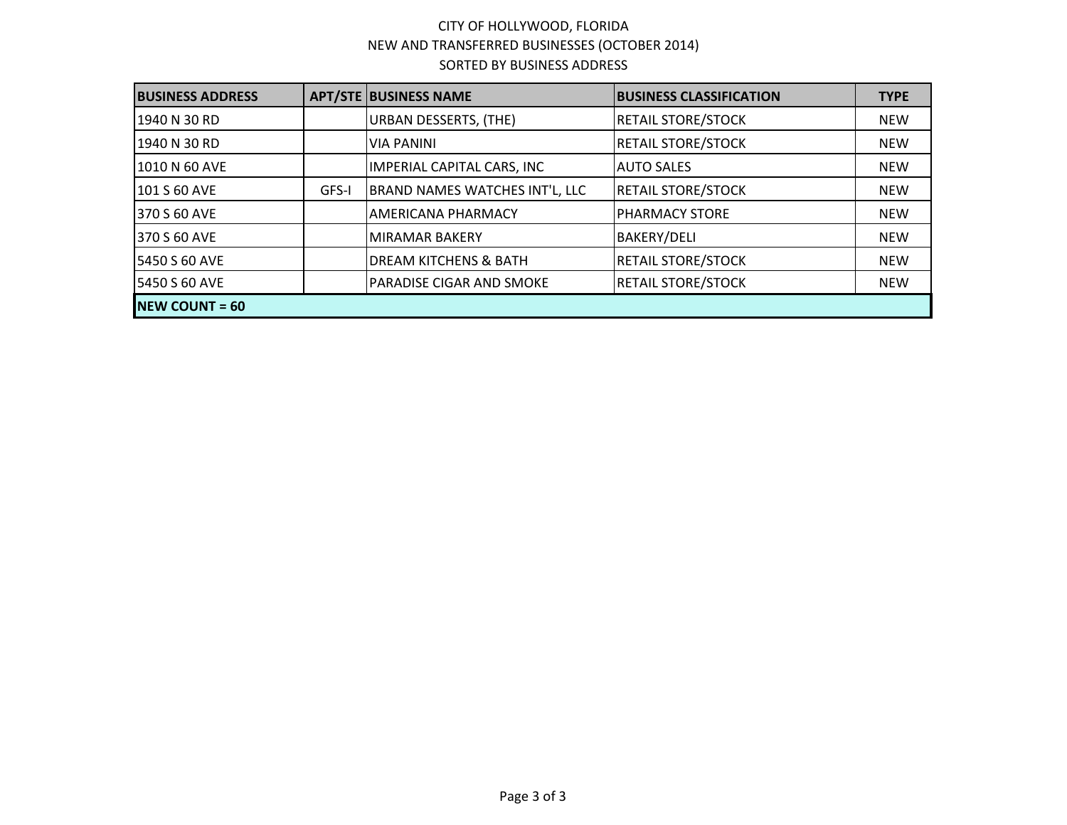CITY OF HOLLYWOOD, FLORIDA
NEW AND TRANSFERRED BUSINESSES (OCTOBER 2014)
SORTED BY BUSINESS ADDRESS

| BUSINESS ADDRESS | APT/STE | BUSINESS NAME | BUSINESS CLASSIFICATION | TYPE |
|---|---|---|---|---|
| 1940 N 30 RD | | URBAN DESSERTS, (THE) | RETAIL STORE/STOCK | NEW |
| 1940 N 30 RD | | VIA PANINI | RETAIL STORE/STOCK | NEW |
| 1010 N 60 AVE | | IMPERIAL CAPITAL CARS, INC | AUTO SALES | NEW |
| 101 S 60 AVE | GFS-I | BRAND NAMES WATCHES INT'L, LLC | RETAIL STORE/STOCK | NEW |
| 370 S 60 AVE | | AMERICANA PHARMACY | PHARMACY STORE | NEW |
| 370 S 60 AVE | | MIRAMAR BAKERY | BAKERY/DELI | NEW |
| 5450 S 60 AVE | | DREAM KITCHENS & BATH | RETAIL STORE/STOCK | NEW |
| 5450 S 60 AVE | | PARADISE CIGAR AND SMOKE | RETAIL STORE/STOCK | NEW |
| **NEW COUNT = 60** | | | | |